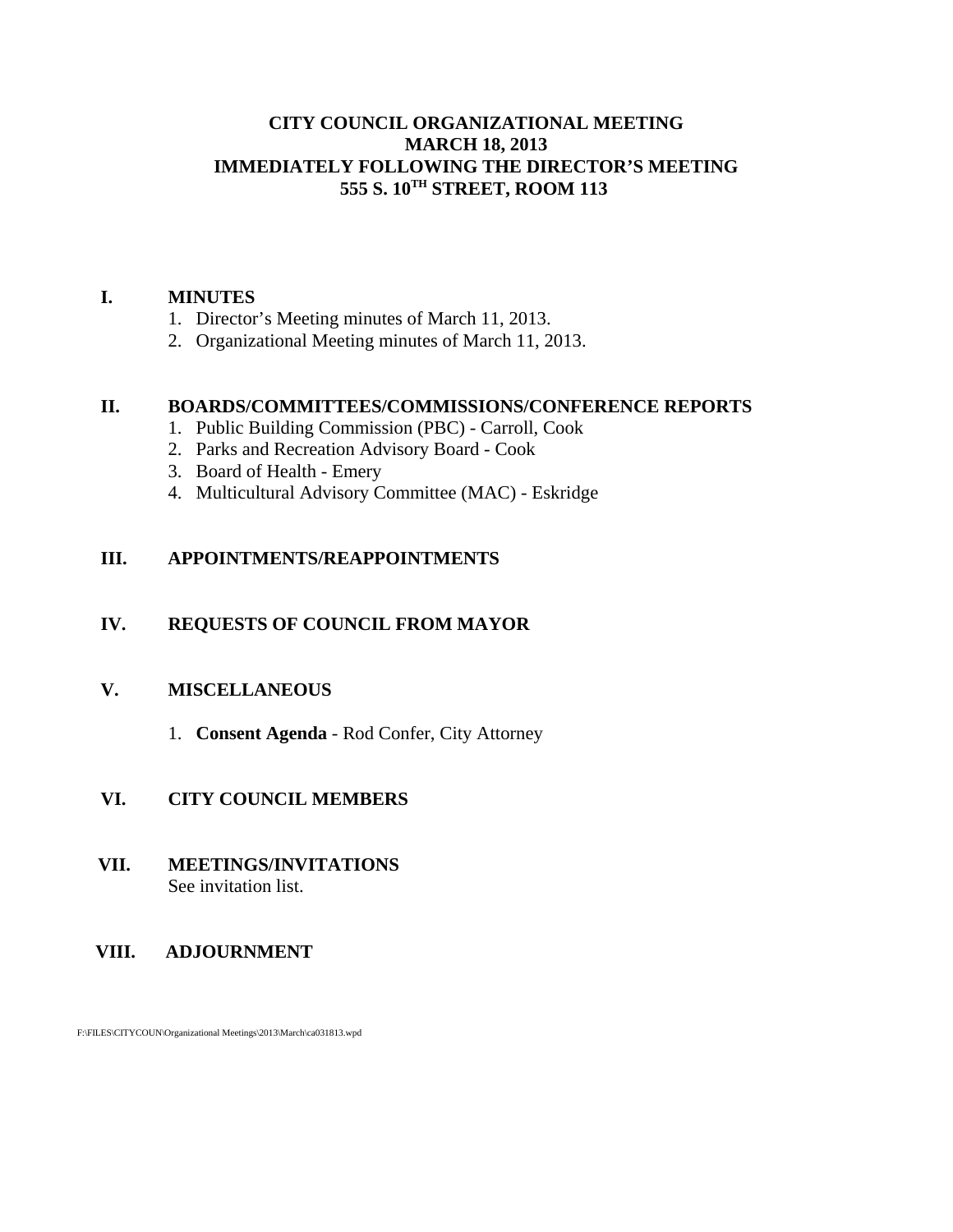# CITY COUNCIL ORGANIZATIONAL MEETING
# MARCH 18, 2013
# IMMEDIATELY FOLLOWING THE DIRECTOR'S MEETING
# 555 S. 10TH STREET, ROOM 113

## I. MINUTES

1. Director's Meeting minutes of March 11, 2013.
2. Organizational Meeting minutes of March 11, 2013.

## II. BOARDS/COMMITTEES/COMMISSIONS/CONFERENCE REPORTS

1. Public Building Commission (PBC) - Carroll, Cook
2. Parks and Recreation Advisory Board - Cook
3. Board of Health - Emery
4. Multicultural Advisory Committee (MAC) - Eskridge

## III. APPOINTMENTS/REAPPOINTMENTS

## IV. REQUESTS OF COUNCIL FROM MAYOR

## V. MISCELLANEOUS

1. **Consent Agenda** - Rod Confer, City Attorney

## VI. CITY COUNCIL MEMBERS

## VII. MEETINGS/INVITATIONS

See invitation list.

## VIII. ADJOURNMENT

F:\FILES\CITYCOUN\Organizational Meetings\2013\March\ca031813.wpd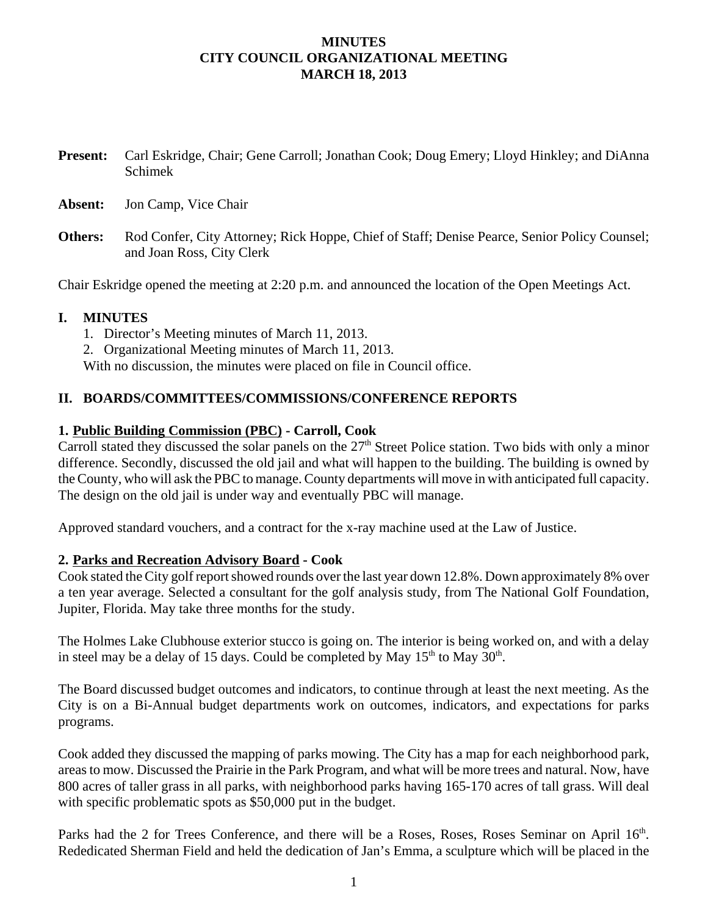**MINUTES**
**CITY COUNCIL ORGANIZATIONAL MEETING**
**MARCH 18, 2013**

**Present:** Carl Eskridge, Chair; Gene Carroll; Jonathan Cook; Doug Emery; Lloyd Hinkley; and DiAnna Schimek

**Absent:** Jon Camp, Vice Chair

**Others:** Rod Confer, City Attorney; Rick Hoppe, Chief of Staff; Denise Pearce, Senior Policy Counsel; and Joan Ross, City Clerk

Chair Eskridge opened the meeting at 2:20 p.m. and announced the location of the Open Meetings Act.

## I. MINUTES

1. Director's Meeting minutes of March 11, 2013.
2. Organizational Meeting minutes of March 11, 2013.

With no discussion, the minutes were placed on file in Council office.

## II. BOARDS/COMMITTEES/COMMISSIONS/CONFERENCE REPORTS

### 1. Public Building Commission (PBC) - Carroll, Cook

Carroll stated they discussed the solar panels on the 27th Street Police station. Two bids with only a minor difference. Secondly, discussed the old jail and what will happen to the building. The building is owned by the County, who will ask the PBC to manage. County departments will move in with anticipated full capacity. The design on the old jail is under way and eventually PBC will manage.

Approved standard vouchers, and a contract for the x-ray machine used at the Law of Justice.

### 2. Parks and Recreation Advisory Board - Cook

Cook stated the City golf report showed rounds over the last year down 12.8%. Down approximately 8% over a ten year average. Selected a consultant for the golf analysis study, from The National Golf Foundation, Jupiter, Florida. May take three months for the study.

The Holmes Lake Clubhouse exterior stucco is going on. The interior is being worked on, and with a delay in steel may be a delay of 15 days. Could be completed by May 15th to May 30th.

The Board discussed budget outcomes and indicators, to continue through at least the next meeting. As the City is on a Bi-Annual budget departments work on outcomes, indicators, and expectations for parks programs.

Cook added they discussed the mapping of parks mowing. The City has a map for each neighborhood park, areas to mow. Discussed the Prairie in the Park Program, and what will be more trees and natural. Now, have 800 acres of taller grass in all parks, with neighborhood parks having 165-170 acres of tall grass. Will deal with specific problematic spots as $50,000 put in the budget.

Parks had the 2 for Trees Conference, and there will be a Roses, Roses, Roses Seminar on April 16th. Rededicated Sherman Field and held the dedication of Jan's Emma, a sculpture which will be placed in the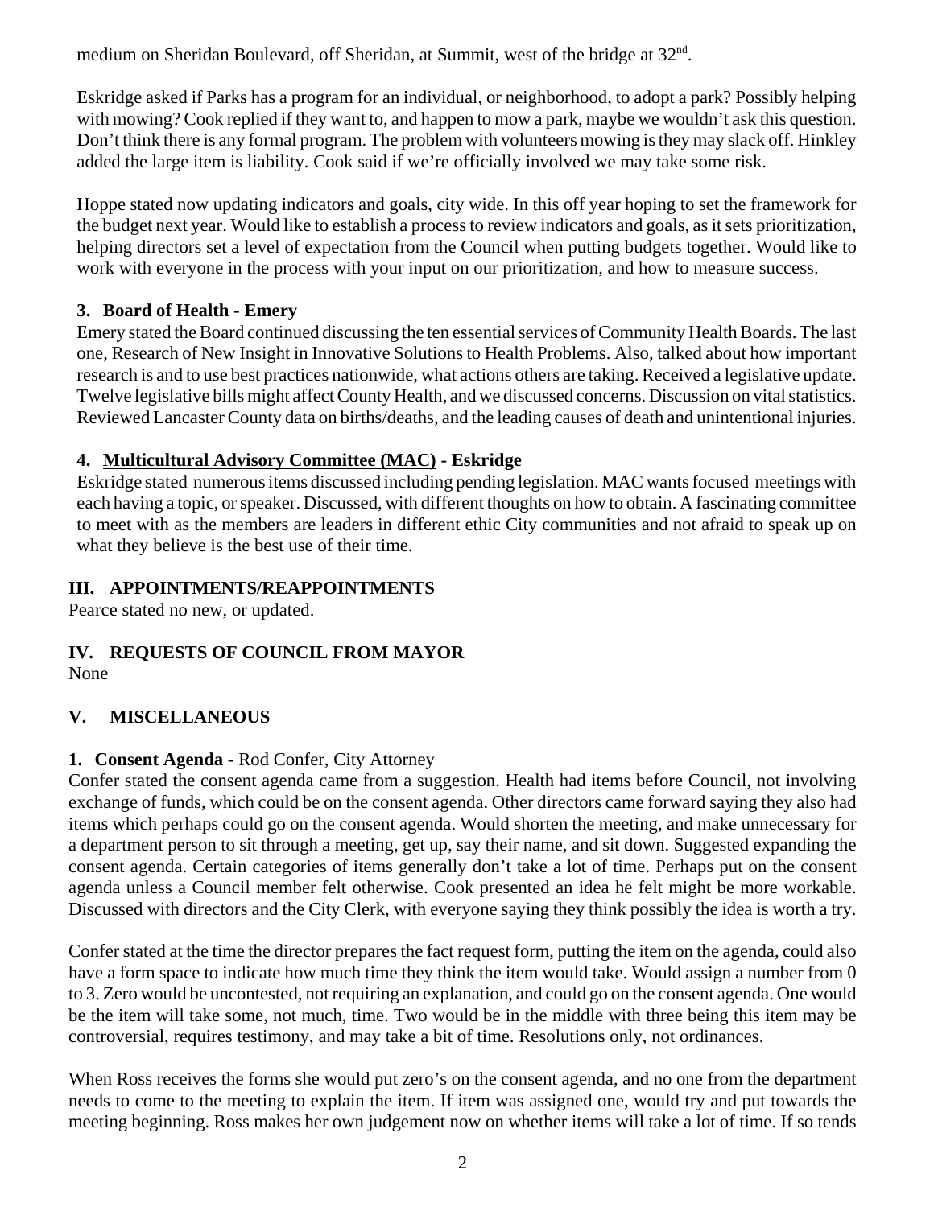medium on Sheridan Boulevard, off Sheridan, at Summit, west of the bridge at 32nd.

Eskridge asked if Parks has a program for an individual, or neighborhood, to adopt a park? Possibly helping with mowing? Cook replied if they want to, and happen to mow a park, maybe we wouldn't ask this question. Don't think there is any formal program. The problem with volunteers mowing is they may slack off. Hinkley added the large item is liability. Cook said if we're officially involved we may take some risk.

Hoppe stated now updating indicators and goals, city wide. In this off year hoping to set the framework for the budget next year. Would like to establish a process to review indicators and goals, as it sets prioritization, helping directors set a level of expectation from the Council when putting budgets together. Would like to work with everyone in the process with your input on our prioritization, and how to measure success.

**3. Board of Health - Emery**
Emery stated the Board continued discussing the ten essential services of Community Health Boards. The last one, Research of New Insight in Innovative Solutions to Health Problems. Also, talked about how important research is and to use best practices nationwide, what actions others are taking. Received a legislative update. Twelve legislative bills might affect County Health, and we discussed concerns. Discussion on vital statistics. Reviewed Lancaster County data on births/deaths, and the leading causes of death and unintentional injuries.

**4. Multicultural Advisory Committee (MAC) - Eskridge**
Eskridge stated numerous items discussed including pending legislation. MAC wants focused meetings with each having a topic, or speaker. Discussed, with different thoughts on how to obtain. A fascinating committee to meet with as the members are leaders in different ethic City communities and not afraid to speak up on what they believe is the best use of their time.

## III. APPOINTMENTS/REAPPOINTMENTS
Pearce stated no new, or updated.

## IV. REQUESTS OF COUNCIL FROM MAYOR
None

## V. MISCELLANEOUS

**1. Consent Agenda** - Rod Confer, City Attorney
Confer stated the consent agenda came from a suggestion. Health had items before Council, not involving exchange of funds, which could be on the consent agenda. Other directors came forward saying they also had items which perhaps could go on the consent agenda. Would shorten the meeting, and make unnecessary for a department person to sit through a meeting, get up, say their name, and sit down. Suggested expanding the consent agenda. Certain categories of items generally don't take a lot of time. Perhaps put on the consent agenda unless a Council member felt otherwise. Cook presented an idea he felt might be more workable. Discussed with directors and the City Clerk, with everyone saying they think possibly the idea is worth a try.

Confer stated at the time the director prepares the fact request form, putting the item on the agenda, could also have a form space to indicate how much time they think the item would take. Would assign a number from 0 to 3. Zero would be uncontested, not requiring an explanation, and could go on the consent agenda. One would be the item will take some, not much, time. Two would be in the middle with three being this item may be controversial, requires testimony, and may take a bit of time. Resolutions only, not ordinances.

When Ross receives the forms she would put zero's on the consent agenda, and no one from the department needs to come to the meeting to explain the item. If item was assigned one, would try and put towards the meeting beginning. Ross makes her own judgement now on whether items will take a lot of time. If so tends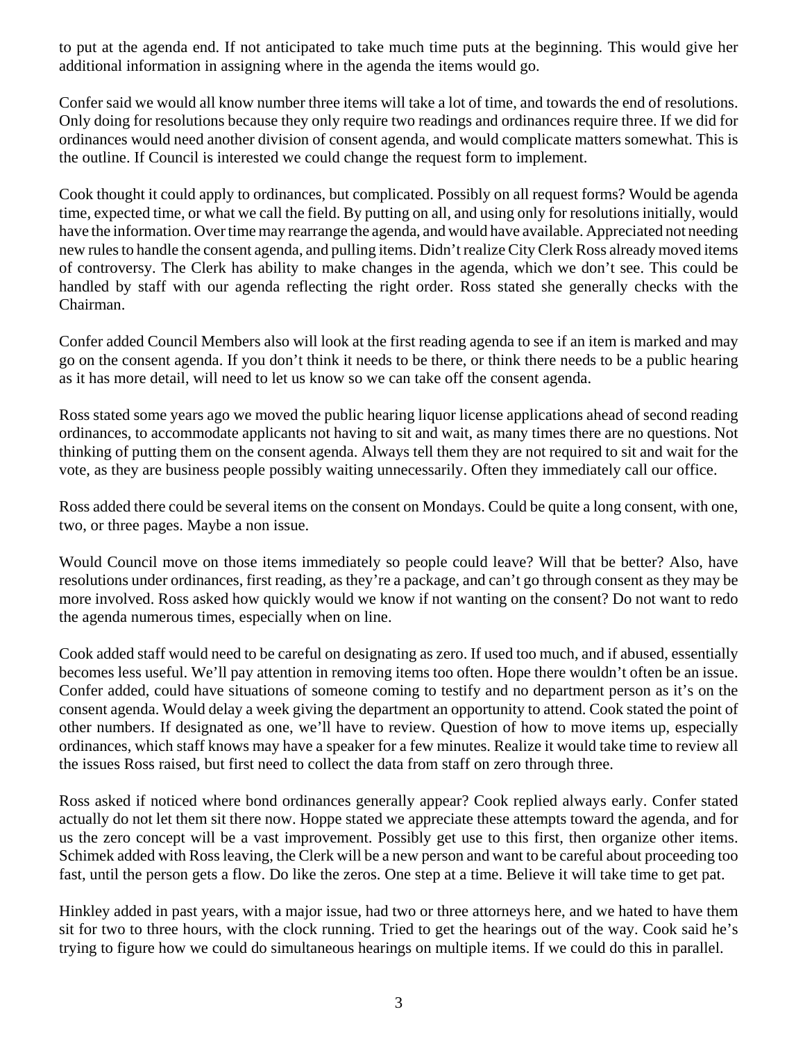to put at the agenda end. If not anticipated to take much time puts at the beginning. This would give her additional information in assigning where in the agenda the items would go.

Confer said we would all know number three items will take a lot of time, and towards the end of resolutions. Only doing for resolutions because they only require two readings and ordinances require three. If we did for ordinances would need another division of consent agenda, and would complicate matters somewhat. This is the outline. If Council is interested we could change the request form to implement.

Cook thought it could apply to ordinances, but complicated. Possibly on all request forms? Would be agenda time, expected time, or what we call the field. By putting on all, and using only for resolutions initially, would have the information. Over time may rearrange the agenda, and would have available. Appreciated not needing new rules to handle the consent agenda, and pulling items. Didn't realize City Clerk Ross already moved items of controversy. The Clerk has ability to make changes in the agenda, which we don't see. This could be handled by staff with our agenda reflecting the right order. Ross stated she generally checks with the Chairman.

Confer added Council Members also will look at the first reading agenda to see if an item is marked and may go on the consent agenda. If you don't think it needs to be there, or think there needs to be a public hearing as it has more detail, will need to let us know so we can take off the consent agenda.

Ross stated some years ago we moved the public hearing liquor license applications ahead of second reading ordinances, to accommodate applicants not having to sit and wait, as many times there are no questions. Not thinking of putting them on the consent agenda. Always tell them they are not required to sit and wait for the vote, as they are business people possibly waiting unnecessarily. Often they immediately call our office.

Ross added there could be several items on the consent on Mondays. Could be quite a long consent, with one, two, or three pages. Maybe a non issue.

Would Council move on those items immediately so people could leave? Will that be better? Also, have resolutions under ordinances, first reading, as they're a package, and can't go through consent as they may be more involved. Ross asked how quickly would we know if not wanting on the consent? Do not want to redo the agenda numerous times, especially when on line.

Cook added staff would need to be careful on designating as zero. If used too much, and if abused, essentially becomes less useful. We'll pay attention in removing items too often. Hope there wouldn't often be an issue. Confer added, could have situations of someone coming to testify and no department person as it's on the consent agenda. Would delay a week giving the department an opportunity to attend. Cook stated the point of other numbers. If designated as one, we'll have to review. Question of how to move items up, especially ordinances, which staff knows may have a speaker for a few minutes. Realize it would take time to review all the issues Ross raised, but first need to collect the data from staff on zero through three.

Ross asked if noticed where bond ordinances generally appear? Cook replied always early. Confer stated actually do not let them sit there now. Hoppe stated we appreciate these attempts toward the agenda, and for us the zero concept will be a vast improvement. Possibly get use to this first, then organize other items. Schimek added with Ross leaving, the Clerk will be a new person and want to be careful about proceeding too fast, until the person gets a flow. Do like the zeros. One step at a time. Believe it will take time to get pat.

Hinkley added in past years, with a major issue, had two or three attorneys here, and we hated to have them sit for two to three hours, with the clock running. Tried to get the hearings out of the way. Cook said he's trying to figure how we could do simultaneous hearings on multiple items. If we could do this in parallel.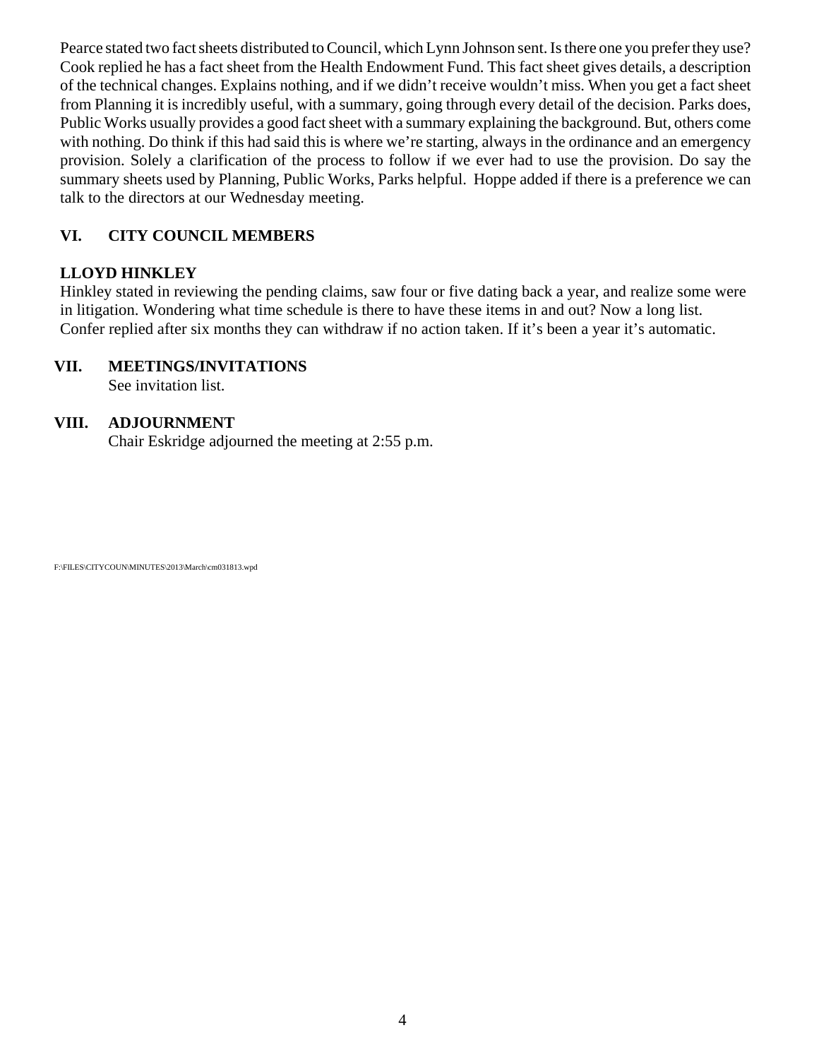Pearce stated two fact sheets distributed to Council, which Lynn Johnson sent. Is there one you prefer they use? Cook replied he has a fact sheet from the Health Endowment Fund. This fact sheet gives details, a description of the technical changes. Explains nothing, and if we didn't receive wouldn't miss. When you get a fact sheet from Planning it is incredibly useful, with a summary, going through every detail of the decision. Parks does, Public Works usually provides a good fact sheet with a summary explaining the background. But, others come with nothing. Do think if this had said this is where we're starting, always in the ordinance and an emergency provision. Solely a clarification of the process to follow if we ever had to use the provision. Do say the summary sheets used by Planning, Public Works, Parks helpful. Hoppe added if there is a preference we can talk to the directors at our Wednesday meeting.

## VI. CITY COUNCIL MEMBERS

### LLOYD HINKLEY

Hinkley stated in reviewing the pending claims, saw four or five dating back a year, and realize some were in litigation. Wondering what time schedule is there to have these items in and out? Now a long list. Confer replied after six months they can withdraw if no action taken. If it's been a year it's automatic.

## VII. MEETINGS/INVITATIONS

See invitation list.

## VIII. ADJOURNMENT

Chair Eskridge adjourned the meeting at 2:55 p.m.

F:\FILES\CITYCOUN\MINUTES\2013\March\cm031813.wpd